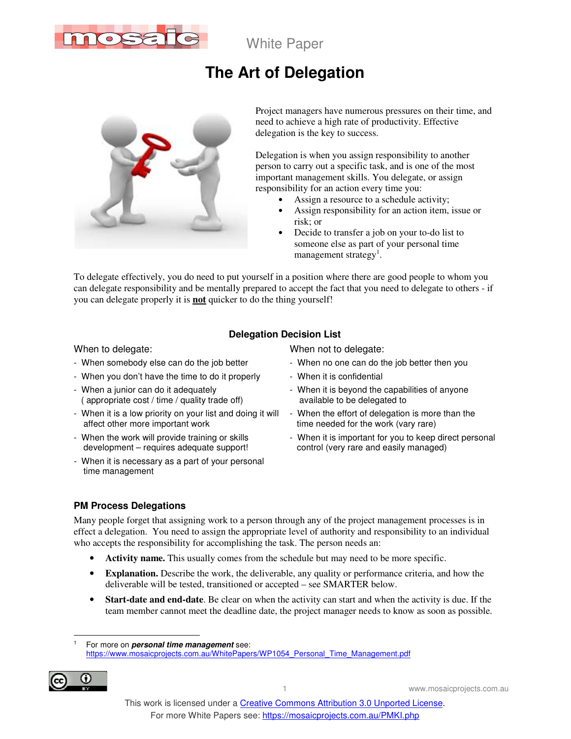White Paper

# The Art of Delegation

Project managers have numerous pressures on their time, and need to achieve a high rate of productivity. Effective delegation is the key to success.

Delegation is when you assign responsibility to another person to carry out a specific task, and is one of the most important management skills. You delegate, or assign responsibility for an action every time you:

- Assign a resource to a schedule activity;
- Assign responsibility for an action item, issue or risk; or
- Decide to transfer a job on your to-do list to someone else as part of your personal time management strategy[1].

To delegate effectively, you do need to put yourself in a position where there are good people to whom you can delegate responsibility and be mentally prepared to accept the fact that you need to delegate to others - if you can delegate properly it is **not** quicker to do the thing yourself!

### Delegation Decision List

When to delegate:

- When somebody else can do the job better
- When you don't have the time to do it properly
- When a junior can do it adequately ( appropriate cost / time / quality trade off)
- When it is a low priority on your list and doing it will affect other more important work
- When the work will provide training or skills development – requires adequate support!
- When it is necessary as a part of your personal time management

When not to delegate:

- When no one can do the job better then you
- When it is confidential
- When it is beyond the capabilities of anyone available to be delegated to
- When the effort of delegation is more than the time needed for the work (vary rare)
- When it is important for you to keep direct personal control (very rare and easily managed)

## PM Process Delegations

Many people forget that assigning work to a person through any of the project management processes is in effect a delegation. You need to assign the appropriate level of authority and responsibility to an individual who accepts the responsibility for accomplishing the task. The person needs an:

- **Activity name.** This usually comes from the schedule but may need to be more specific.
- **Explanation.** Describe the work, the deliverable, any quality or performance criteria, and how the deliverable will be tested, transitioned or accepted – see SMARTER below.
- **Start-date and end-date**. Be clear on when the activity can start and when the activity is due. If the team member cannot meet the deadline date, the project manager needs to know as soon as possible.

---

[1] For more on ***personal time management*** see: https://www.mosaicprojects.com.au/WhitePapers/WP1054_Personal_Time_Management.pdf

This work is licensed under a Creative Commons Attribution 3.0 Unported License.
For more White Papers see: https://mosaicprojects.com.au/PMKI.php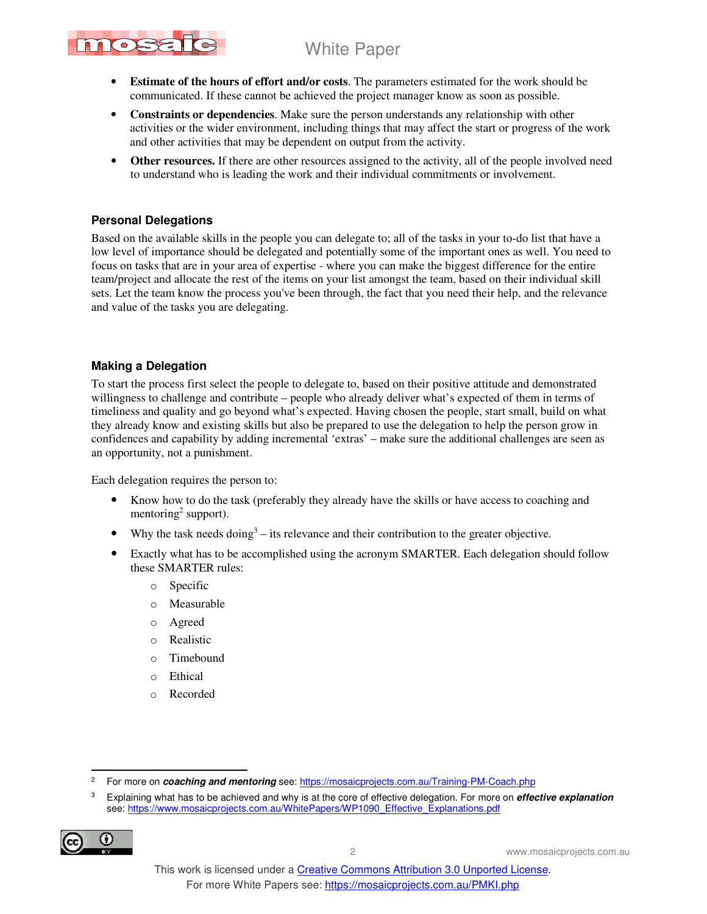- **Estimate of the hours of effort and/or costs**. The parameters estimated for the work should be communicated. If these cannot be achieved the project manager know as soon as possible.
- **Constraints or dependencies**. Make sure the person understands any relationship with other activities or the wider environment, including things that may affect the start or progress of the work and other activities that may be dependent on output from the activity.
- **Other resources.** If there are other resources assigned to the activity, all of the people involved need to understand who is leading the work and their individual commitments or involvement.

### Personal Delegations

Based on the available skills in the people you can delegate to; all of the tasks in your to-do list that have a low level of importance should be delegated and potentially some of the important ones as well. You need to focus on tasks that are in your area of expertise - where you can make the biggest difference for the entire team/project and allocate the rest of the items on your list amongst the team, based on their individual skill sets. Let the team know the process you've been through, the fact that you need their help, and the relevance and value of the tasks you are delegating.

### Making a Delegation

To start the process first select the people to delegate to, based on their positive attitude and demonstrated willingness to challenge and contribute – people who already deliver what's expected of them in terms of timeliness and quality and go beyond what's expected. Having chosen the people, start small, build on what they already know and existing skills but also be prepared to use the delegation to help the person grow in confidences and capability by adding incremental 'extras' – make sure the additional challenges are seen as an opportunity, not a punishment.

Each delegation requires the person to:

- Know how to do the task (preferably they already have the skills or have access to coaching and mentoring[2] support).
- Why the task needs doing[3] – its relevance and their contribution to the greater objective.
- Exactly what has to be accomplished using the acronym SMARTER. Each delegation should follow these SMARTER rules:
  - Specific
  - Measurable
  - Agreed
  - Realistic
  - Timebound
  - Ethical
  - Recorded

---

[2] For more on ***coaching and mentoring*** see: https://mosaicprojects.com.au/Training-PM-Coach.php

[3] Explaining what has to be achieved and why is at the core of effective delegation. For more on ***effective explanation*** see: https://www.mosaicprojects.com.au/WhitePapers/WP1090_Effective_Explanations.pdf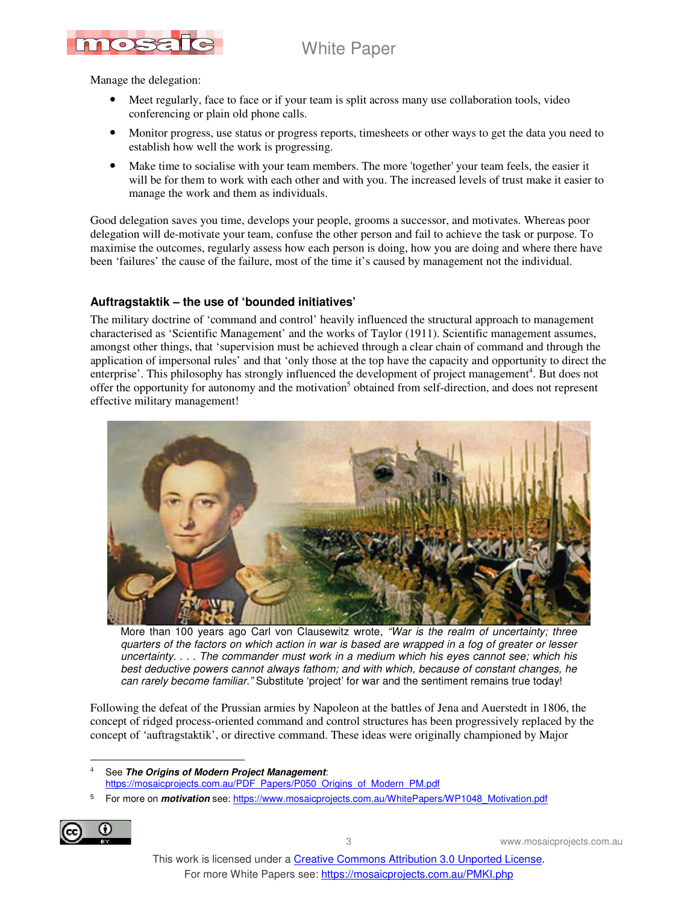Manage the delegation:

- Meet regularly, face to face or if your team is split across many use collaboration tools, video conferencing or plain old phone calls.
- Monitor progress, use status or progress reports, timesheets or other ways to get the data you need to establish how well the work is progressing.
- Make time to socialise with your team members. The more 'together' your team feels, the easier it will be for them to work with each other and with you. The increased levels of trust make it easier to manage the work and them as individuals.

Good delegation saves you time, develops your people, grooms a successor, and motivates. Whereas poor delegation will de-motivate your team, confuse the other person and fail to achieve the task or purpose. To maximise the outcomes, regularly assess how each person is doing, how you are doing and where there have been 'failures' the cause of the failure, most of the time it's caused by management not the individual.

### Auftragstaktik – the use of 'bounded initiatives'

The military doctrine of 'command and control' heavily influenced the structural approach to management characterised as 'Scientific Management' and the works of Taylor (1911). Scientific management assumes, amongst other things, that 'supervision must be achieved through a clear chain of command and through the application of impersonal rules' and that 'only those at the top have the capacity and opportunity to direct the enterprise'. This philosophy has strongly influenced the development of project management[4]. But does not offer the opportunity for autonomy and the motivation[5] obtained from self-direction, and does not represent effective military management!

More than 100 years ago Carl von Clausewitz wrote, *"War is the realm of uncertainty; three quarters of the factors on which action in war is based are wrapped in a fog of greater or lesser uncertainty. . . . The commander must work in a medium which his eyes cannot see; which his best deductive powers cannot always fathom; and with which, because of constant changes, he can rarely become familiar."* Substitute 'project' for war and the sentiment remains true today!

Following the defeat of the Prussian armies by Napoleon at the battles of Jena and Auerstedt in 1806, the concept of ridged process-oriented command and control structures has been progressively replaced by the concept of 'auftragstaktik', or directive command. These ideas were originally championed by Major

---

[4] See ***The Origins of Modern Project Management***: https://mosaicprojects.com.au/PDF_Papers/P050_Origins_of_Modern_PM.pdf

[5] For more on ***motivation*** see: https://www.mosaicprojects.com.au/WhitePapers/WP1048_Motivation.pdf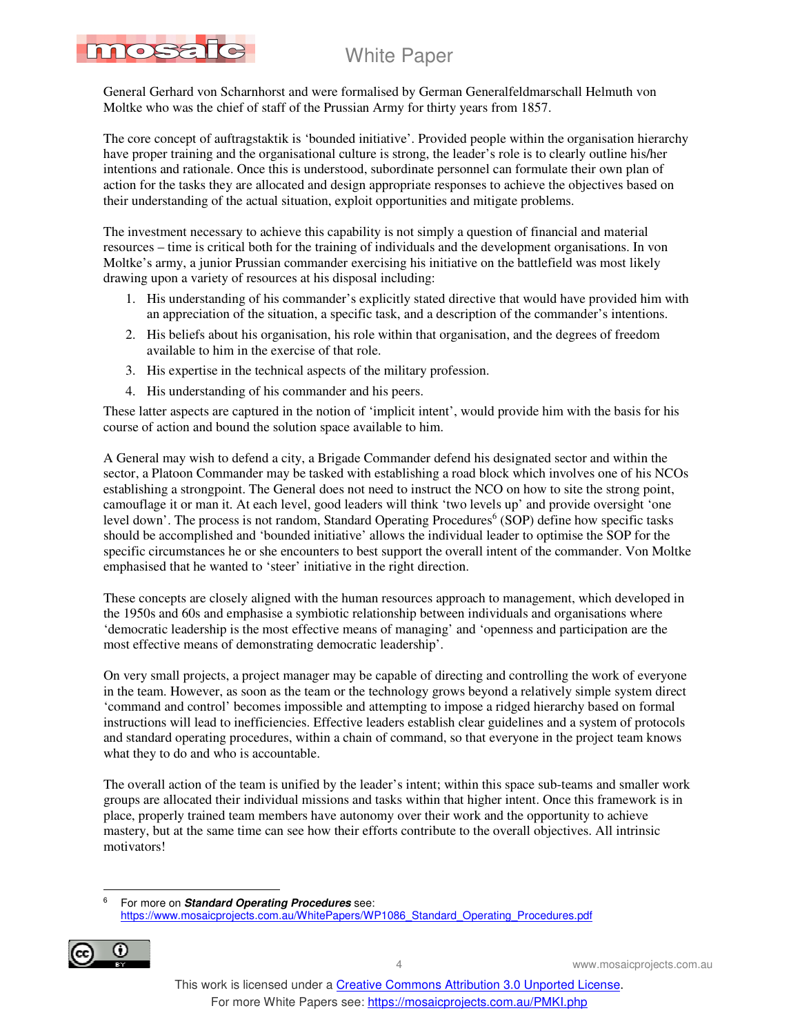General Gerhard von Scharnhorst and were formalised by German Generalfeldmarschall Helmuth von Moltke who was the chief of staff of the Prussian Army for thirty years from 1857.

The core concept of auftragstaktik is 'bounded initiative'. Provided people within the organisation hierarchy have proper training and the organisational culture is strong, the leader's role is to clearly outline his/her intentions and rationale. Once this is understood, subordinate personnel can formulate their own plan of action for the tasks they are allocated and design appropriate responses to achieve the objectives based on their understanding of the actual situation, exploit opportunities and mitigate problems.

The investment necessary to achieve this capability is not simply a question of financial and material resources – time is critical both for the training of individuals and the development organisations. In von Moltke's army, a junior Prussian commander exercising his initiative on the battlefield was most likely drawing upon a variety of resources at his disposal including:

1. His understanding of his commander's explicitly stated directive that would have provided him with an appreciation of the situation, a specific task, and a description of the commander's intentions.
2. His beliefs about his organisation, his role within that organisation, and the degrees of freedom available to him in the exercise of that role.
3. His expertise in the technical aspects of the military profession.
4. His understanding of his commander and his peers.

These latter aspects are captured in the notion of 'implicit intent', would provide him with the basis for his course of action and bound the solution space available to him.

A General may wish to defend a city, a Brigade Commander defend his designated sector and within the sector, a Platoon Commander may be tasked with establishing a road block which involves one of his NCOs establishing a strongpoint. The General does not need to instruct the NCO on how to site the strong point, camouflage it or man it. At each level, good leaders will think 'two levels up' and provide oversight 'one level down'. The process is not random, Standard Operating Procedures[6] (SOP) define how specific tasks should be accomplished and 'bounded initiative' allows the individual leader to optimise the SOP for the specific circumstances he or she encounters to best support the overall intent of the commander. Von Moltke emphasised that he wanted to 'steer' initiative in the right direction.

These concepts are closely aligned with the human resources approach to management, which developed in the 1950s and 60s and emphasise a symbiotic relationship between individuals and organisations where 'democratic leadership is the most effective means of managing' and 'openness and participation are the most effective means of demonstrating democratic leadership'.

On very small projects, a project manager may be capable of directing and controlling the work of everyone in the team. However, as soon as the team or the technology grows beyond a relatively simple system direct 'command and control' becomes impossible and attempting to impose a ridged hierarchy based on formal instructions will lead to inefficiencies. Effective leaders establish clear guidelines and a system of protocols and standard operating procedures, within a chain of command, so that everyone in the project team knows what they to do and who is accountable.

The overall action of the team is unified by the leader's intent; within this space sub-teams and smaller work groups are allocated their individual missions and tasks within that higher intent. Once this framework is in place, properly trained team members have autonomy over their work and the opportunity to achieve mastery, but at the same time can see how their efforts contribute to the overall objectives. All intrinsic motivators!

---

[6] For more on ***Standard Operating Procedures*** see: https://www.mosaicprojects.com.au/WhitePapers/WP1086_Standard_Operating_Procedures.pdf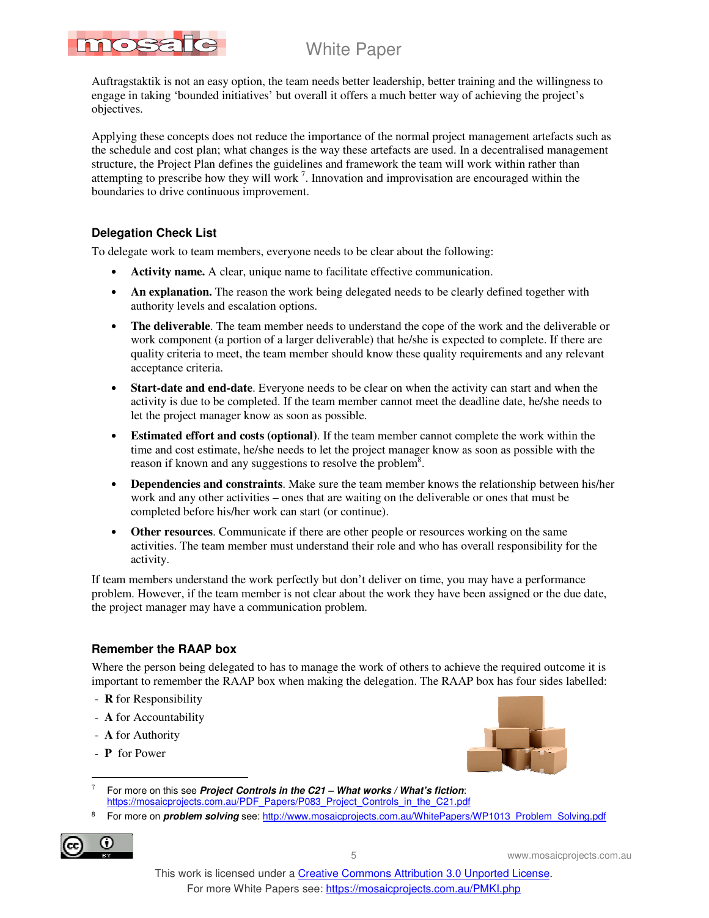Auftragstaktik is not an easy option, the team needs better leadership, better training and the willingness to engage in taking 'bounded initiatives' but overall it offers a much better way of achieving the project's objectives.

Applying these concepts does not reduce the importance of the normal project management artefacts such as the schedule and cost plan; what changes is the way these artefacts are used. In a decentralised management structure, the Project Plan defines the guidelines and framework the team will work within rather than attempting to prescribe how they will work [7]. Innovation and improvisation are encouraged within the boundaries to drive continuous improvement.

### Delegation Check List

To delegate work to team members, everyone needs to be clear about the following:

- **Activity name.** A clear, unique name to facilitate effective communication.
- **An explanation.** The reason the work being delegated needs to be clearly defined together with authority levels and escalation options.
- **The deliverable**. The team member needs to understand the cope of the work and the deliverable or work component (a portion of a larger deliverable) that he/she is expected to complete. If there are quality criteria to meet, the team member should know these quality requirements and any relevant acceptance criteria.
- **Start-date and end-date**. Everyone needs to be clear on when the activity can start and when the activity is due to be completed. If the team member cannot meet the deadline date, he/she needs to let the project manager know as soon as possible.
- **Estimated effort and costs (optional)**. If the team member cannot complete the work within the time and cost estimate, he/she needs to let the project manager know as soon as possible with the reason if known and any suggestions to resolve the problem[8].
- **Dependencies and constraints**. Make sure the team member knows the relationship between his/her work and any other activities – ones that are waiting on the deliverable or ones that must be completed before his/her work can start (or continue).
- **Other resources**. Communicate if there are other people or resources working on the same activities. The team member must understand their role and who has overall responsibility for the activity.

If team members understand the work perfectly but don't deliver on time, you may have a performance problem. However, if the team member is not clear about the work they have been assigned or the due date, the project manager may have a communication problem.

### Remember the RAAP box

Where the person being delegated to has to manage the work of others to achieve the required outcome it is important to remember the RAAP box when making the delegation. The RAAP box has four sides labelled:

- **R** for Responsibility
- **A** for Accountability
- **A** for Authority
- **P** for Power

---

[7] For more on this see ***Project Controls in the C21 – What works / What's fiction***: https://mosaicprojects.com.au/PDF_Papers/P083_Project_Controls_in_the_C21.pdf

[8] For more on ***problem solving*** see: http://www.mosaicprojects.com.au/WhitePapers/WP1013_Problem_Solving.pdf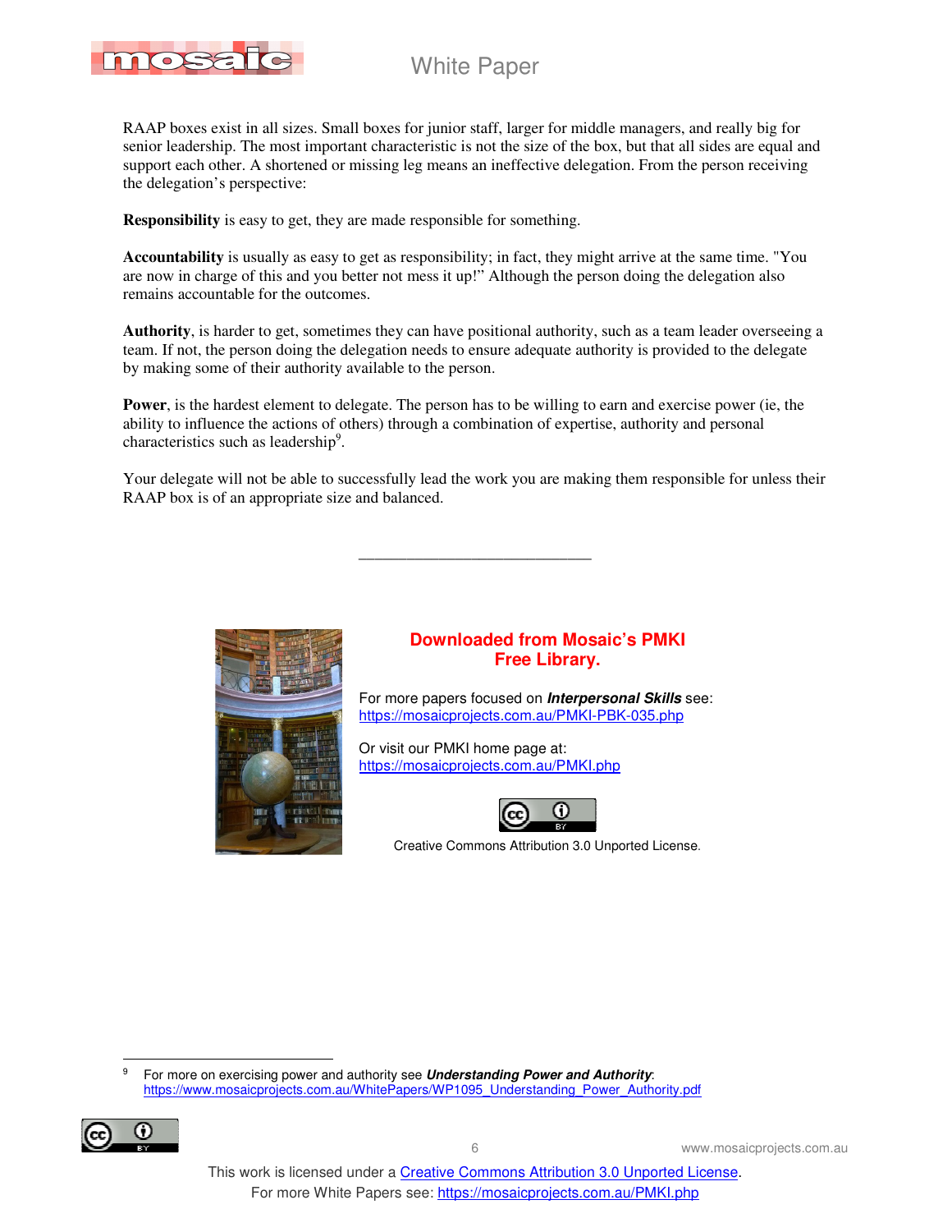RAAP boxes exist in all sizes. Small boxes for junior staff, larger for middle managers, and really big for senior leadership. The most important characteristic is not the size of the box, but that all sides are equal and support each other. A shortened or missing leg means an ineffective delegation. From the person receiving the delegation's perspective:

**Responsibility** is easy to get, they are made responsible for something.

**Accountability** is usually as easy to get as responsibility; in fact, they might arrive at the same time. "You are now in charge of this and you better not mess it up!" Although the person doing the delegation also remains accountable for the outcomes.

**Authority**, is harder to get, sometimes they can have positional authority, such as a team leader overseeing a team. If not, the person doing the delegation needs to ensure adequate authority is provided to the delegate by making some of their authority available to the person.

**Power**, is the hardest element to delegate. The person has to be willing to earn and exercise power (ie, the ability to influence the actions of others) through a combination of expertise, authority and personal characteristics such as leadership[9].

Your delegate will not be able to successfully lead the work you are making them responsible for unless their RAAP box is of an appropriate size and balanced.

______________________________

**Downloaded from Mosaic's PMKI Free Library.**

For more papers focused on ***Interpersonal Skills*** see:
https://mosaicprojects.com.au/PMKI-PBK-035.php

Or visit our PMKI home page at:
https://mosaicprojects.com.au/PMKI.php

Creative Commons Attribution 3.0 Unported License.

---

[9] For more on exercising power and authority see ***Understanding Power and Authority***: https://www.mosaicprojects.com.au/WhitePapers/WP1095_Understanding_Power_Authority.pdf